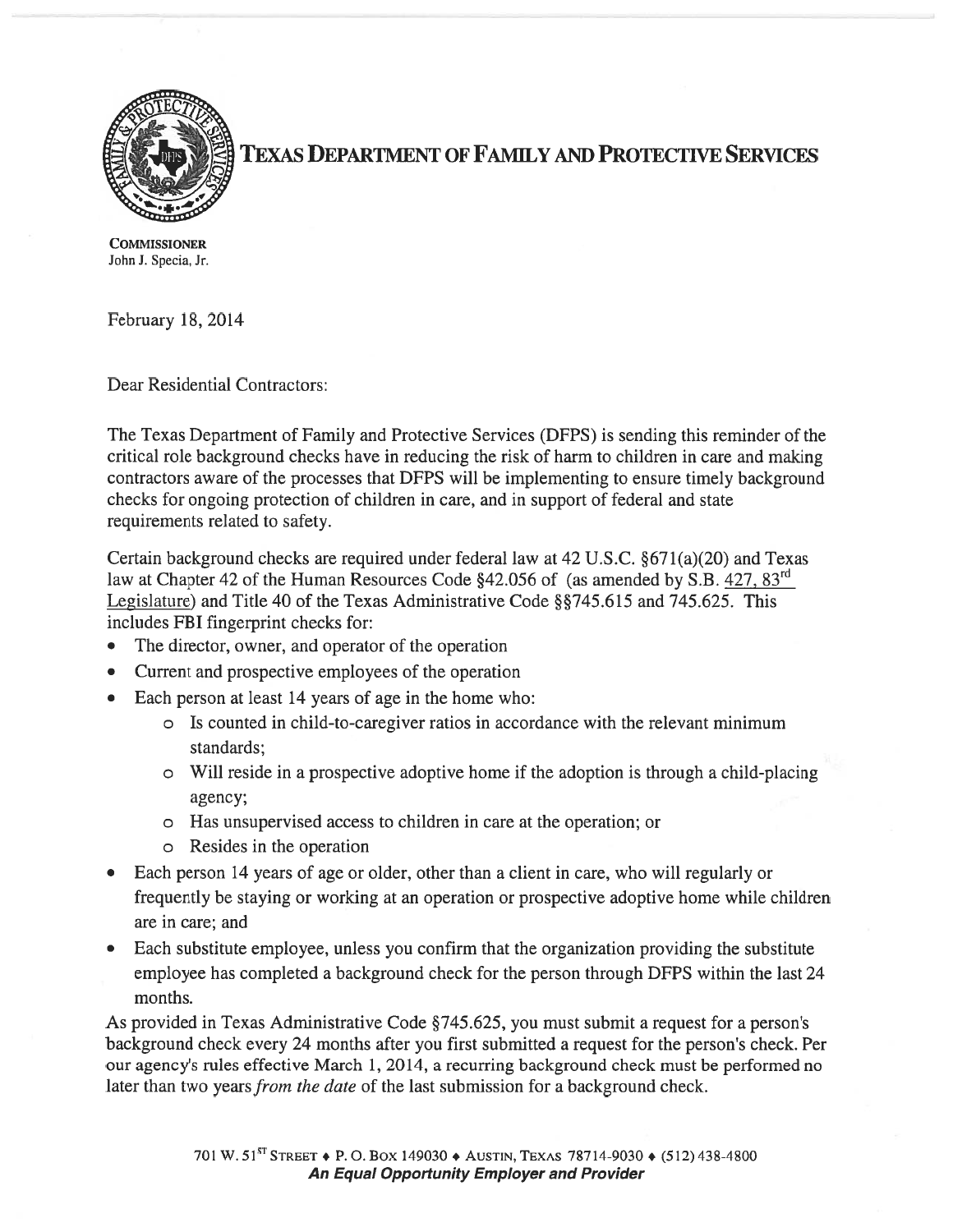# TEXAS DEPARTMENT OF FAMILY AND PROTECTIVE SERVICES

**COMMISSIONER**
John J. Specia, Jr.

February 18, 2014

Dear Residential Contractors:

The Texas Department of Family and Protective Services (DFPS) is sending this reminder of the critical role background checks have in reducing the risk of harm to children in care and making contractors aware of the processes that DFPS will be implementing to ensure timely background checks for ongoing protection of children in care, and in support of federal and state requirements related to safety.

Certain background checks are required under federal law at 42 U.S.C. §671(a)(20) and Texas law at Chapter 42 of the Human Resources Code §42.056 of (as amended by S.B. 427, 83rd Legislature) and Title 40 of the Texas Administrative Code §§745.615 and 745.625. This includes FBI fingerprint checks for:

- The director, owner, and operator of the operation
- Current and prospective employees of the operation
- Each person at least 14 years of age in the home who:
  - Is counted in child-to-caregiver ratios in accordance with the relevant minimum standards;
  - Will reside in a prospective adoptive home if the adoption is through a child-placing agency;
  - Has unsupervised access to children in care at the operation; or
  - Resides in the operation
- Each person 14 years of age or older, other than a client in care, who will regularly or frequently be staying or working at an operation or prospective adoptive home while children are in care; and
- Each substitute employee, unless you confirm that the organization providing the substitute employee has completed a background check for the person through DFPS within the last 24 months.

As provided in Texas Administrative Code §745.625, you must submit a request for a person's background check every 24 months after you first submitted a request for the person's check. Per our agency's rules effective March 1, 2014, a recurring background check must be performed no later than two years *from the date* of the last submission for a background check.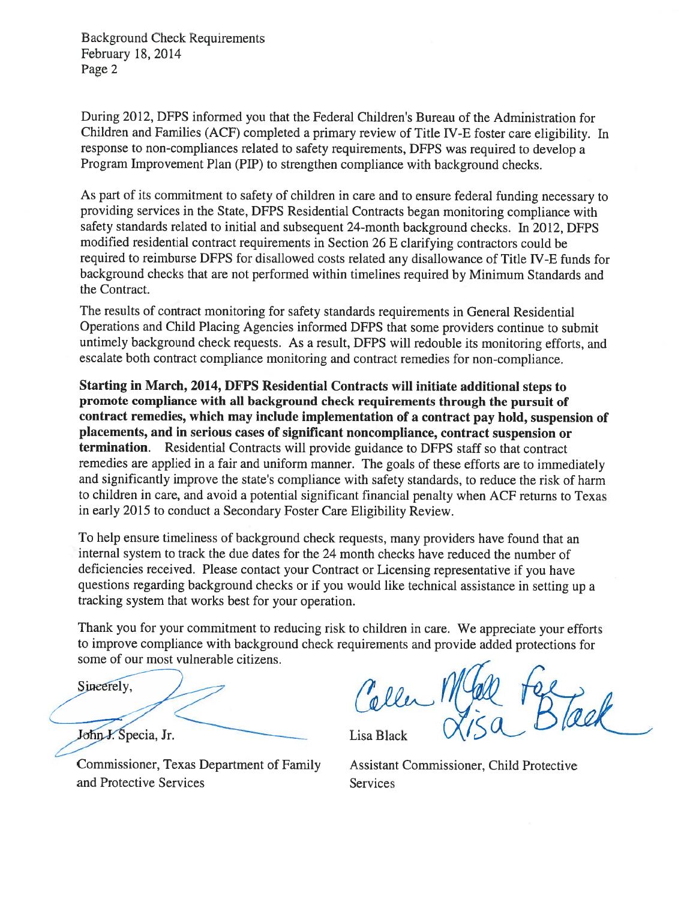During 2012, DFPS informed you that the Federal Children's Bureau of the Administration for Children and Families (ACF) completed a primary review of Title IV-E foster care eligibility. In response to non-compliances related to safety requirements, DFPS was required to develop a Program Improvement Plan (PIP) to strengthen compliance with background checks.

As part of its commitment to safety of children in care and to ensure federal funding necessary to providing services in the State, DFPS Residential Contracts began monitoring compliance with safety standards related to initial and subsequent 24-month background checks. In 2012, DFPS modified residential contract requirements in Section 26 E clarifying contractors could be required to reimburse DFPS for disallowed costs related any disallowance of Title IV-E funds for background checks that are not performed within timelines required by Minimum Standards and the Contract.

The results of contract monitoring for safety standards requirements in General Residential Operations and Child Placing Agencies informed DFPS that some providers continue to submit untimely background check requests. As a result, DFPS will redouble its monitoring efforts, and escalate both contract compliance monitoring and contract remedies for non-compliance.

**Starting in March, 2014, DFPS Residential Contracts will initiate additional steps to promote compliance with all background check requirements through the pursuit of contract remedies, which may include implementation of a contract pay hold, suspension of placements, and in serious cases of significant noncompliance, contract suspension or termination.** Residential Contracts will provide guidance to DFPS staff so that contract remedies are applied in a fair and uniform manner. The goals of these efforts are to immediately and significantly improve the state's compliance with safety standards, to reduce the risk of harm to children in care, and avoid a potential significant financial penalty when ACF returns to Texas in early 2015 to conduct a Secondary Foster Care Eligibility Review.

To help ensure timeliness of background check requests, many providers have found that an internal system to track the due dates for the 24 month checks have reduced the number of deficiencies received. Please contact your Contract or Licensing representative if you have questions regarding background checks or if you would like technical assistance in setting up a tracking system that works best for your operation.

Thank you for your commitment to reducing risk to children in care. We appreciate your efforts to improve compliance with background check requirements and provide added protections for some of our most vulnerable citizens.

Sincerely,

John J. Specia, Jr.

Commissioner, Texas Department of Family and Protective Services

Lisa Black

Assistant Commissioner, Child Protective Services